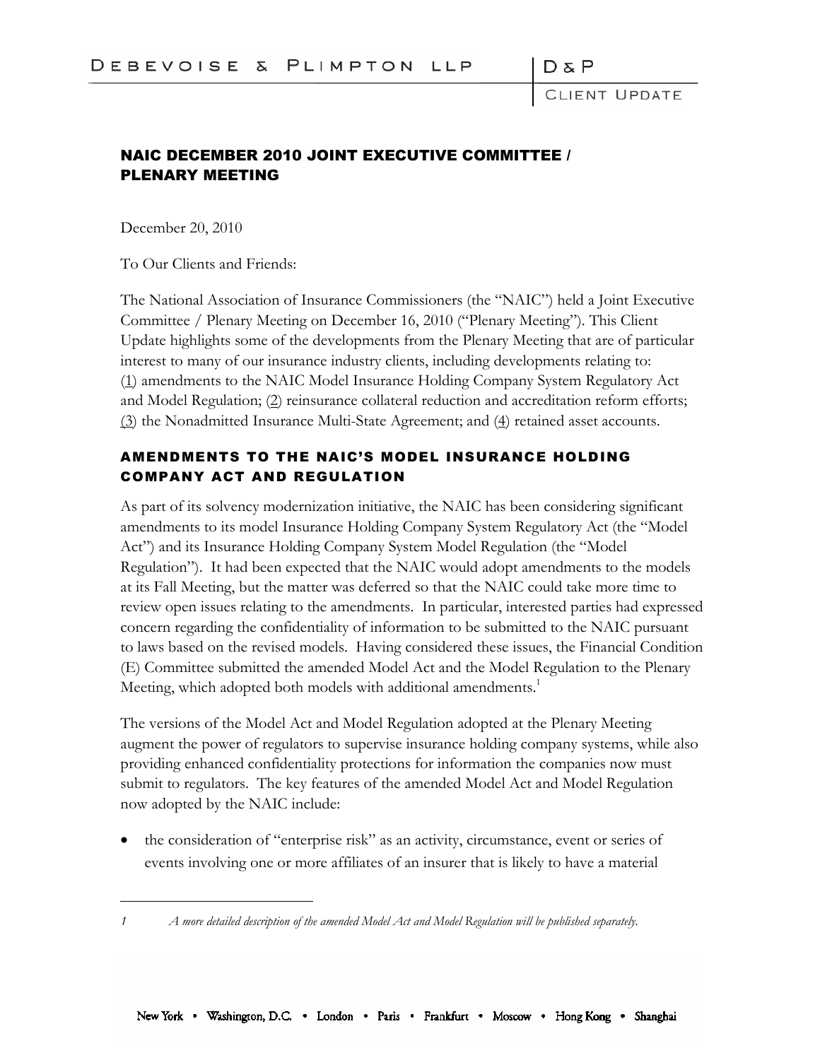# NAIC DECEMBER 2010 JOINT EXECUTIVE COMMITTEE / PLENARY MEETING

December 20, 2010

To Our Clients and Friends:

The National Association of Insurance Commissioners (the "NAIC") held a Joint Executive Committee / Plenary Meeting on December 16, 2010 ("Plenary Meeting"). This Client Update highlights some of the developments from the Plenary Meeting that are of particular interest to many of our insurance industry clients, including developments relating to: (1) amendments to the NAIC Model Insurance Holding Company System Regulatory Act and Model Regulation; (2) reinsurance collateral reduction and accreditation reform efforts; (3) the Nonadmitted Insurance Multi-State Agreement; and (4) retained asset accounts.

## AMENDMENTS TO THE NAIC'S MODEL INSURANCE HOLDING COMPANY ACT AND REGULATION

As part of its solvency modernization initiative, the NAIC has been considering significant amendments to its model Insurance Holding Company System Regulatory Act (the "Model Act") and its Insurance Holding Company System Model Regulation (the "Model Regulation"). It had been expected that the NAIC would adopt amendments to the models at its Fall Meeting, but the matter was deferred so that the NAIC could take more time to review open issues relating to the amendments. In particular, interested parties had expressed concern regarding the confidentiality of information to be submitted to the NAIC pursuant to laws based on the revised models. Having considered these issues, the Financial Condition (E) Committee submitted the amended Model Act and the Model Regulation to the Plenary Meeting, which adopted both models with additional amendments.[1]

The versions of the Model Act and Model Regulation adopted at the Plenary Meeting augment the power of regulators to supervise insurance holding company systems, while also providing enhanced confidentiality protections for information the companies now must submit to regulators. The key features of the amended Model Act and Model Regulation now adopted by the NAIC include:

- the consideration of "enterprise risk" as an activity, circumstance, event or series of events involving one or more affiliates of an insurer that is likely to have a material

[1] *A more detailed description of the amended Model Act and Model Regulation will be published separately.*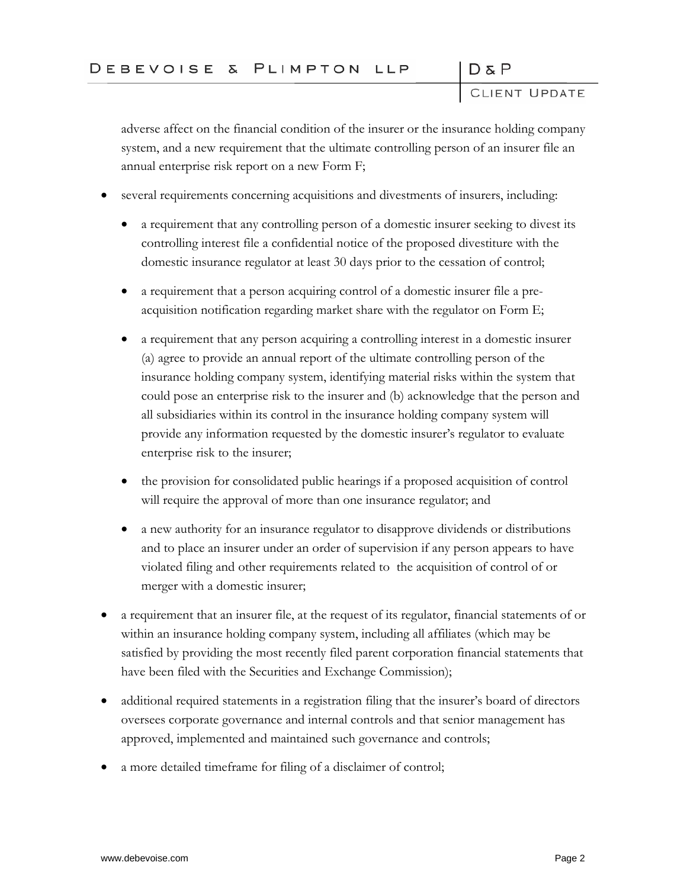adverse affect on the financial condition of the insurer or the insurance holding company system, and a new requirement that the ultimate controlling person of an insurer file an annual enterprise risk report on a new Form F;

- several requirements concerning acquisitions and divestments of insurers, including:
  - a requirement that any controlling person of a domestic insurer seeking to divest its controlling interest file a confidential notice of the proposed divestiture with the domestic insurance regulator at least 30 days prior to the cessation of control;
  - a requirement that a person acquiring control of a domestic insurer file a pre-acquisition notification regarding market share with the regulator on Form E;
  - a requirement that any person acquiring a controlling interest in a domestic insurer (a) agree to provide an annual report of the ultimate controlling person of the insurance holding company system, identifying material risks within the system that could pose an enterprise risk to the insurer and (b) acknowledge that the person and all subsidiaries within its control in the insurance holding company system will provide any information requested by the domestic insurer's regulator to evaluate enterprise risk to the insurer;
  - the provision for consolidated public hearings if a proposed acquisition of control will require the approval of more than one insurance regulator; and
  - a new authority for an insurance regulator to disapprove dividends or distributions and to place an insurer under an order of supervision if any person appears to have violated filing and other requirements related to the acquisition of control of or merger with a domestic insurer;
- a requirement that an insurer file, at the request of its regulator, financial statements of or within an insurance holding company system, including all affiliates (which may be satisfied by providing the most recently filed parent corporation financial statements that have been filed with the Securities and Exchange Commission);
- additional required statements in a registration filing that the insurer's board of directors oversees corporate governance and internal controls and that senior management has approved, implemented and maintained such governance and controls;
- a more detailed timeframe for filing of a disclaimer of control;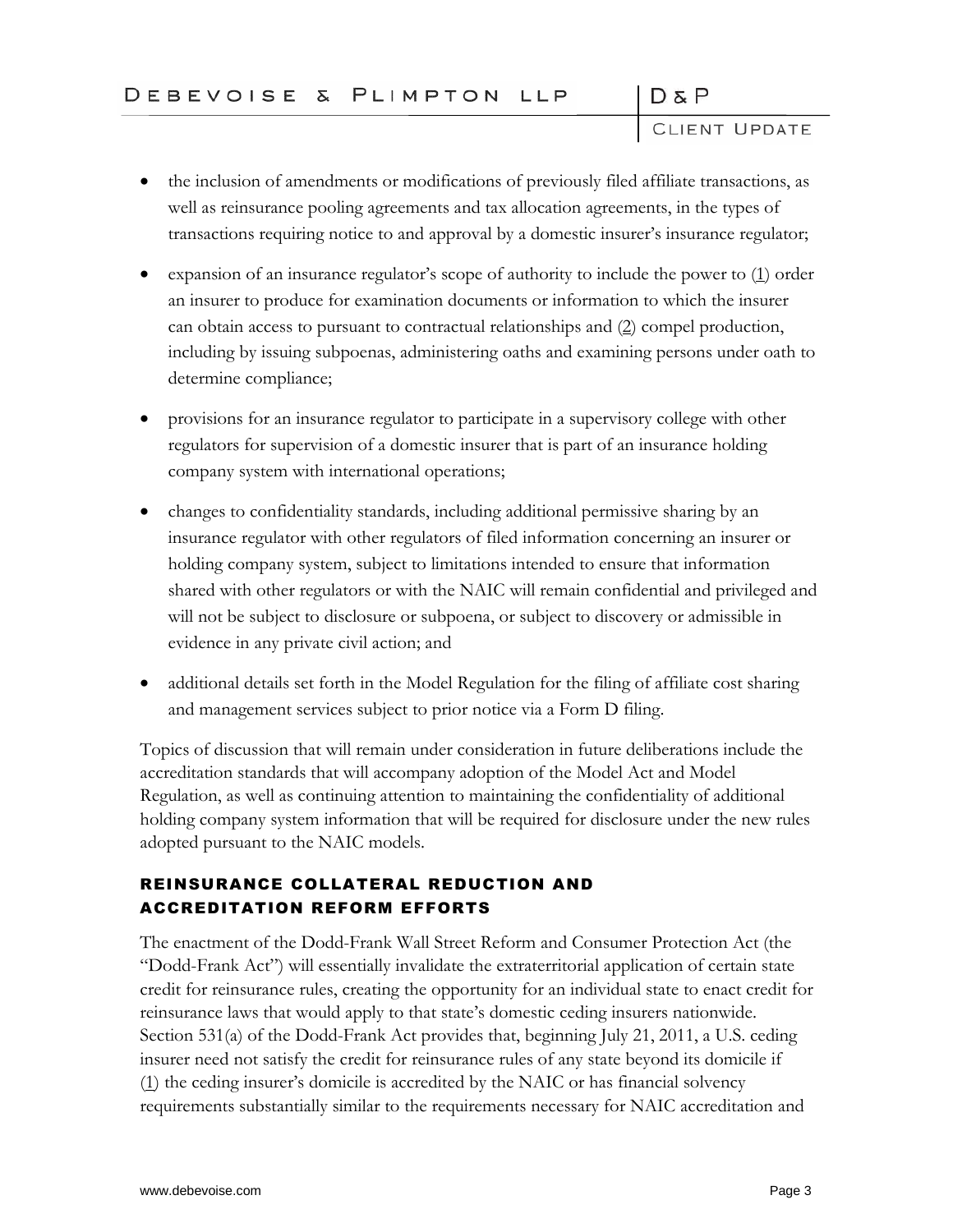- the inclusion of amendments or modifications of previously filed affiliate transactions, as well as reinsurance pooling agreements and tax allocation agreements, in the types of transactions requiring notice to and approval by a domestic insurer's insurance regulator;
- expansion of an insurance regulator's scope of authority to include the power to (1) order an insurer to produce for examination documents or information to which the insurer can obtain access to pursuant to contractual relationships and (2) compel production, including by issuing subpoenas, administering oaths and examining persons under oath to determine compliance;
- provisions for an insurance regulator to participate in a supervisory college with other regulators for supervision of a domestic insurer that is part of an insurance holding company system with international operations;
- changes to confidentiality standards, including additional permissive sharing by an insurance regulator with other regulators of filed information concerning an insurer or holding company system, subject to limitations intended to ensure that information shared with other regulators or with the NAIC will remain confidential and privileged and will not be subject to disclosure or subpoena, or subject to discovery or admissible in evidence in any private civil action; and
- additional details set forth in the Model Regulation for the filing of affiliate cost sharing and management services subject to prior notice via a Form D filing.

Topics of discussion that will remain under consideration in future deliberations include the accreditation standards that will accompany adoption of the Model Act and Model Regulation, as well as continuing attention to maintaining the confidentiality of additional holding company system information that will be required for disclosure under the new rules adopted pursuant to the NAIC models.

## REINSURANCE COLLATERAL REDUCTION AND ACCREDITATION REFORM EFFORTS

The enactment of the Dodd-Frank Wall Street Reform and Consumer Protection Act (the "Dodd-Frank Act") will essentially invalidate the extraterritorial application of certain state credit for reinsurance rules, creating the opportunity for an individual state to enact credit for reinsurance laws that would apply to that state's domestic ceding insurers nationwide. Section 531(a) of the Dodd-Frank Act provides that, beginning July 21, 2011, a U.S. ceding insurer need not satisfy the credit for reinsurance rules of any state beyond its domicile if (1) the ceding insurer's domicile is accredited by the NAIC or has financial solvency requirements substantially similar to the requirements necessary for NAIC accreditation and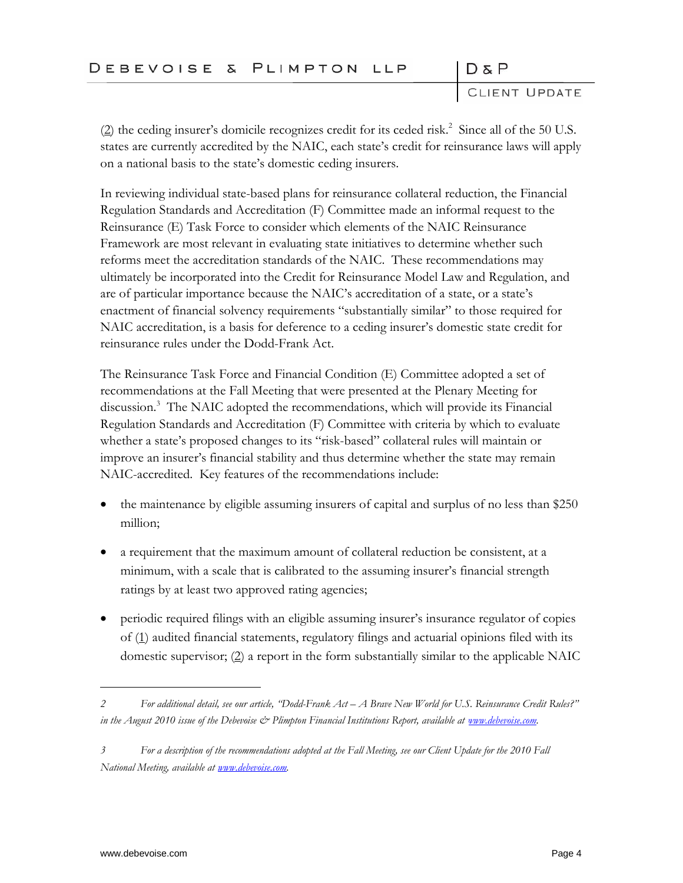(2) the ceding insurer's domicile recognizes credit for its ceded risk.[2] Since all of the 50 U.S. states are currently accredited by the NAIC, each state's credit for reinsurance laws will apply on a national basis to the state's domestic ceding insurers.

In reviewing individual state-based plans for reinsurance collateral reduction, the Financial Regulation Standards and Accreditation (F) Committee made an informal request to the Reinsurance (E) Task Force to consider which elements of the NAIC Reinsurance Framework are most relevant in evaluating state initiatives to determine whether such reforms meet the accreditation standards of the NAIC. These recommendations may ultimately be incorporated into the Credit for Reinsurance Model Law and Regulation, and are of particular importance because the NAIC's accreditation of a state, or a state's enactment of financial solvency requirements "substantially similar" to those required for NAIC accreditation, is a basis for deference to a ceding insurer's domestic state credit for reinsurance rules under the Dodd-Frank Act.

The Reinsurance Task Force and Financial Condition (E) Committee adopted a set of recommendations at the Fall Meeting that were presented at the Plenary Meeting for discussion.[3] The NAIC adopted the recommendations, which will provide its Financial Regulation Standards and Accreditation (F) Committee with criteria by which to evaluate whether a state's proposed changes to its "risk-based" collateral rules will maintain or improve an insurer's financial stability and thus determine whether the state may remain NAIC-accredited. Key features of the recommendations include:

- the maintenance by eligible assuming insurers of capital and surplus of no less than $250 million;
- a requirement that the maximum amount of collateral reduction be consistent, at a minimum, with a scale that is calibrated to the assuming insurer's financial strength ratings by at least two approved rating agencies;
- periodic required filings with an eligible assuming insurer's insurance regulator of copies of (1) audited financial statements, regulatory filings and actuarial opinions filed with its domestic supervisor; (2) a report in the form substantially similar to the applicable NAIC

---

2 *For additional detail, see our article, "Dodd-Frank Act – A Brave New World for U.S. Reinsurance Credit Rules?" in the August 2010 issue of the Debevoise & Plimpton Financial Institutions Report, available at www.debevoise.com.*

3 *For a description of the recommendations adopted at the Fall Meeting, see our Client Update for the 2010 Fall National Meeting, available at www.debevoise.com.*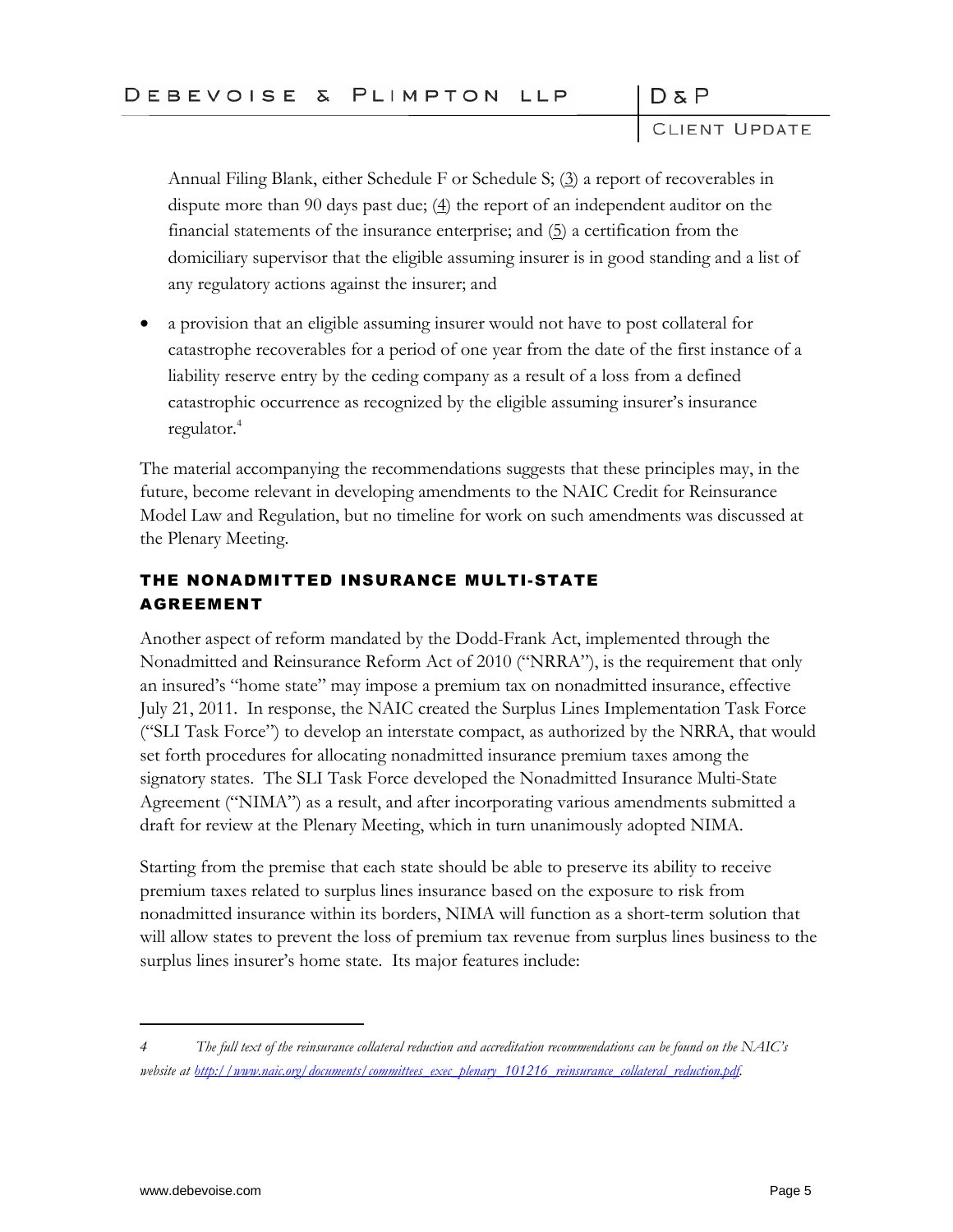Annual Filing Blank, either Schedule F or Schedule S; (3) a report of recoverables in dispute more than 90 days past due; (4) the report of an independent auditor on the financial statements of the insurance enterprise; and (5) a certification from the domiciliary supervisor that the eligible assuming insurer is in good standing and a list of any regulatory actions against the insurer; and

- a provision that an eligible assuming insurer would not have to post collateral for catastrophe recoverables for a period of one year from the date of the first instance of a liability reserve entry by the ceding company as a result of a loss from a defined catastrophic occurrence as recognized by the eligible assuming insurer's insurance regulator.[4]

The material accompanying the recommendations suggests that these principles may, in the future, become relevant in developing amendments to the NAIC Credit for Reinsurance Model Law and Regulation, but no timeline for work on such amendments was discussed at the Plenary Meeting.

## THE NONADMITTED INSURANCE MULTI-STATE AGREEMENT

Another aspect of reform mandated by the Dodd-Frank Act, implemented through the Nonadmitted and Reinsurance Reform Act of 2010 ("NRRA"), is the requirement that only an insured's "home state" may impose a premium tax on nonadmitted insurance, effective July 21, 2011. In response, the NAIC created the Surplus Lines Implementation Task Force ("SLI Task Force") to develop an interstate compact, as authorized by the NRRA, that would set forth procedures for allocating nonadmitted insurance premium taxes among the signatory states. The SLI Task Force developed the Nonadmitted Insurance Multi-State Agreement ("NIMA") as a result, and after incorporating various amendments submitted a draft for review at the Plenary Meeting, which in turn unanimously adopted NIMA.

Starting from the premise that each state should be able to preserve its ability to receive premium taxes related to surplus lines insurance based on the exposure to risk from nonadmitted insurance within its borders, NIMA will function as a short-term solution that will allow states to prevent the loss of premium tax revenue from surplus lines business to the surplus lines insurer's home state. Its major features include:

---

4 *The full text of the reinsurance collateral reduction and accreditation recommendations can be found on the NAIC's website at http://www.naic.org/documents/committees_exec_plenary_101216_reinsurance_collateral_reduction.pdf.*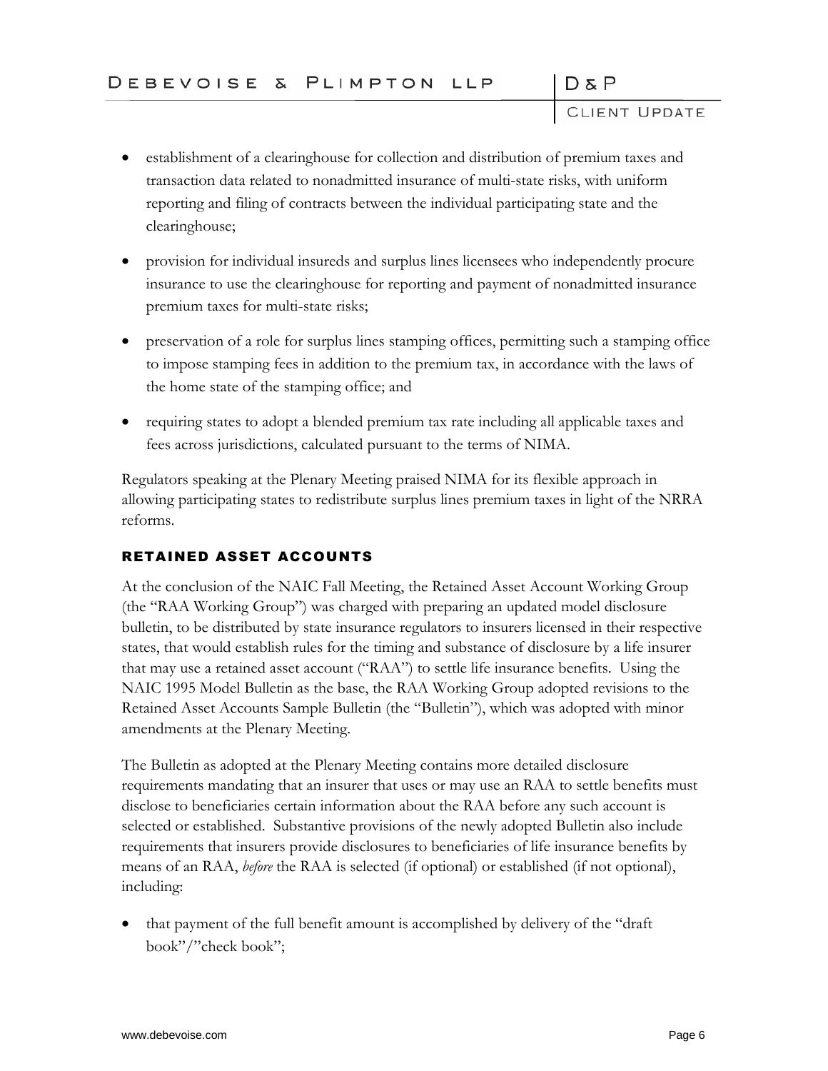- establishment of a clearinghouse for collection and distribution of premium taxes and transaction data related to nonadmitted insurance of multi-state risks, with uniform reporting and filing of contracts between the individual participating state and the clearinghouse;
- provision for individual insureds and surplus lines licensees who independently procure insurance to use the clearinghouse for reporting and payment of nonadmitted insurance premium taxes for multi-state risks;
- preservation of a role for surplus lines stamping offices, permitting such a stamping office to impose stamping fees in addition to the premium tax, in accordance with the laws of the home state of the stamping office; and
- requiring states to adopt a blended premium tax rate including all applicable taxes and fees across jurisdictions, calculated pursuant to the terms of NIMA.

Regulators speaking at the Plenary Meeting praised NIMA for its flexible approach in allowing participating states to redistribute surplus lines premium taxes in light of the NRRA reforms.

## RETAINED ASSET ACCOUNTS

At the conclusion of the NAIC Fall Meeting, the Retained Asset Account Working Group (the "RAA Working Group") was charged with preparing an updated model disclosure bulletin, to be distributed by state insurance regulators to insurers licensed in their respective states, that would establish rules for the timing and substance of disclosure by a life insurer that may use a retained asset account ("RAA") to settle life insurance benefits. Using the NAIC 1995 Model Bulletin as the base, the RAA Working Group adopted revisions to the Retained Asset Accounts Sample Bulletin (the "Bulletin"), which was adopted with minor amendments at the Plenary Meeting.

The Bulletin as adopted at the Plenary Meeting contains more detailed disclosure requirements mandating that an insurer that uses or may use an RAA to settle benefits must disclose to beneficiaries certain information about the RAA before any such account is selected or established. Substantive provisions of the newly adopted Bulletin also include requirements that insurers provide disclosures to beneficiaries of life insurance benefits by means of an RAA, *before* the RAA is selected (if optional) or established (if not optional), including:

- that payment of the full benefit amount is accomplished by delivery of the "draft book"/"check book";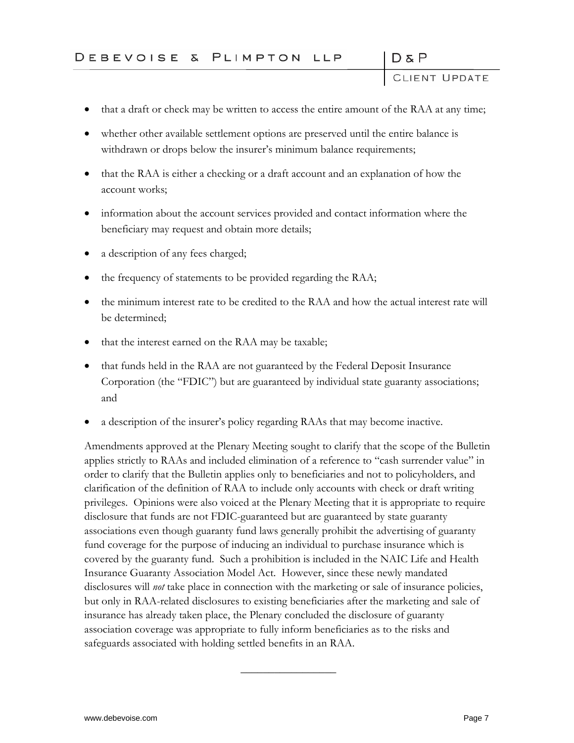- that a draft or check may be written to access the entire amount of the RAA at any time;
- whether other available settlement options are preserved until the entire balance is withdrawn or drops below the insurer's minimum balance requirements;
- that the RAA is either a checking or a draft account and an explanation of how the account works;
- information about the account services provided and contact information where the beneficiary may request and obtain more details;
- a description of any fees charged;
- the frequency of statements to be provided regarding the RAA;
- the minimum interest rate to be credited to the RAA and how the actual interest rate will be determined;
- that the interest earned on the RAA may be taxable;
- that funds held in the RAA are not guaranteed by the Federal Deposit Insurance Corporation (the "FDIC") but are guaranteed by individual state guaranty associations; and
- a description of the insurer's policy regarding RAAs that may become inactive.

Amendments approved at the Plenary Meeting sought to clarify that the scope of the Bulletin applies strictly to RAAs and included elimination of a reference to "cash surrender value" in order to clarify that the Bulletin applies only to beneficiaries and not to policyholders, and clarification of the definition of RAA to include only accounts with check or draft writing privileges. Opinions were also voiced at the Plenary Meeting that it is appropriate to require disclosure that funds are not FDIC-guaranteed but are guaranteed by state guaranty associations even though guaranty fund laws generally prohibit the advertising of guaranty fund coverage for the purpose of inducing an individual to purchase insurance which is covered by the guaranty fund. Such a prohibition is included in the NAIC Life and Health Insurance Guaranty Association Model Act. However, since these newly mandated disclosures will *not* take place in connection with the marketing or sale of insurance policies, but only in RAA-related disclosures to existing beneficiaries after the marketing and sale of insurance has already taken place, the Plenary concluded the disclosure of guaranty association coverage was appropriate to fully inform beneficiaries as to the risks and safeguards associated with holding settled benefits in an RAA.

---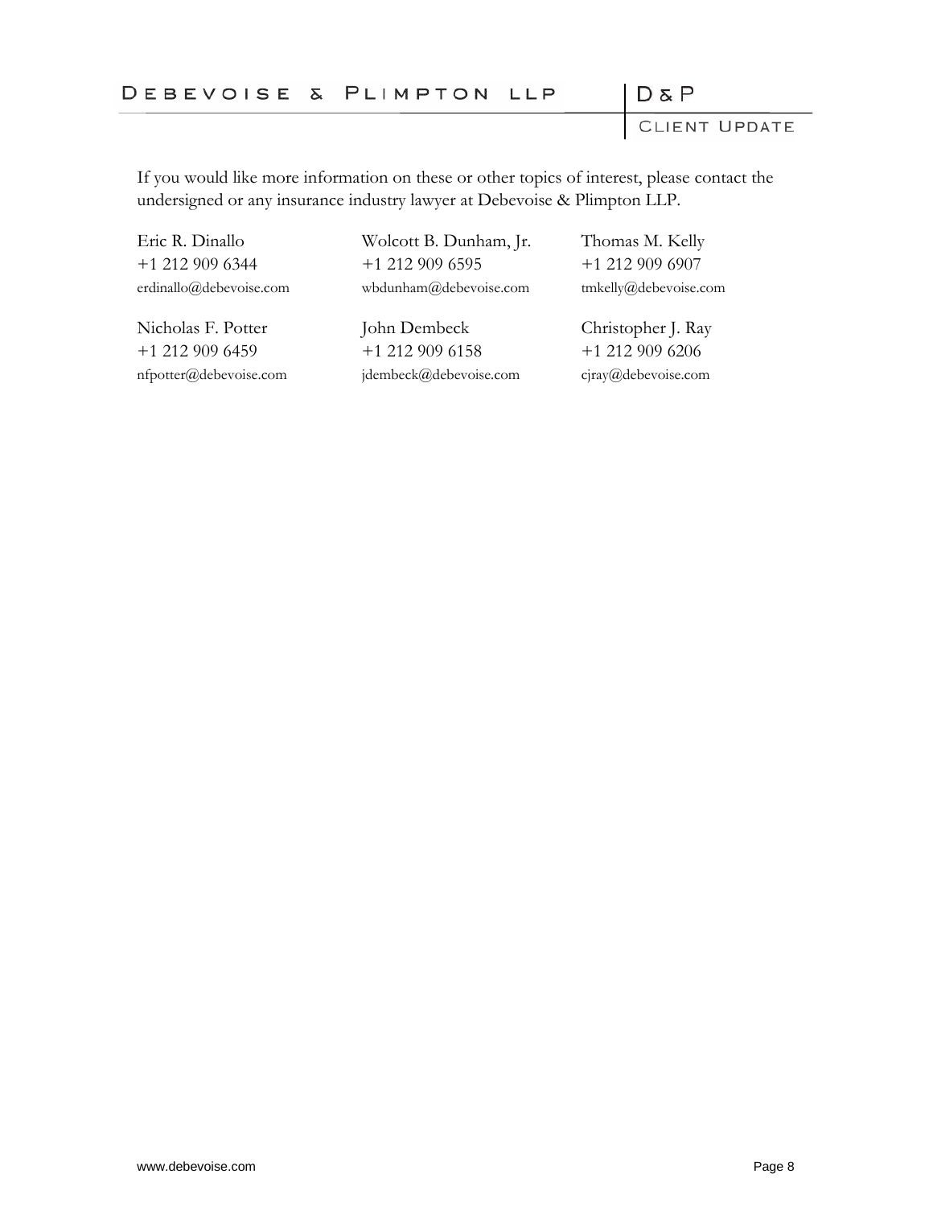If you would like more information on these or other topics of interest, please contact the undersigned or any insurance industry lawyer at Debevoise & Plimpton LLP.

Eric R. Dinallo
+1 212 909 6344
erdinallo@debevoise.com

Wolcott B. Dunham, Jr.
+1 212 909 6595
wbdunham@debevoise.com

Thomas M. Kelly
+1 212 909 6907
tmkelly@debevoise.com

Nicholas F. Potter
+1 212 909 6459
nfpotter@debevoise.com

John Dembeck
+1 212 909 6158
jdembeck@debevoise.com

Christopher J. Ray
+1 212 909 6206
cjray@debevoise.com